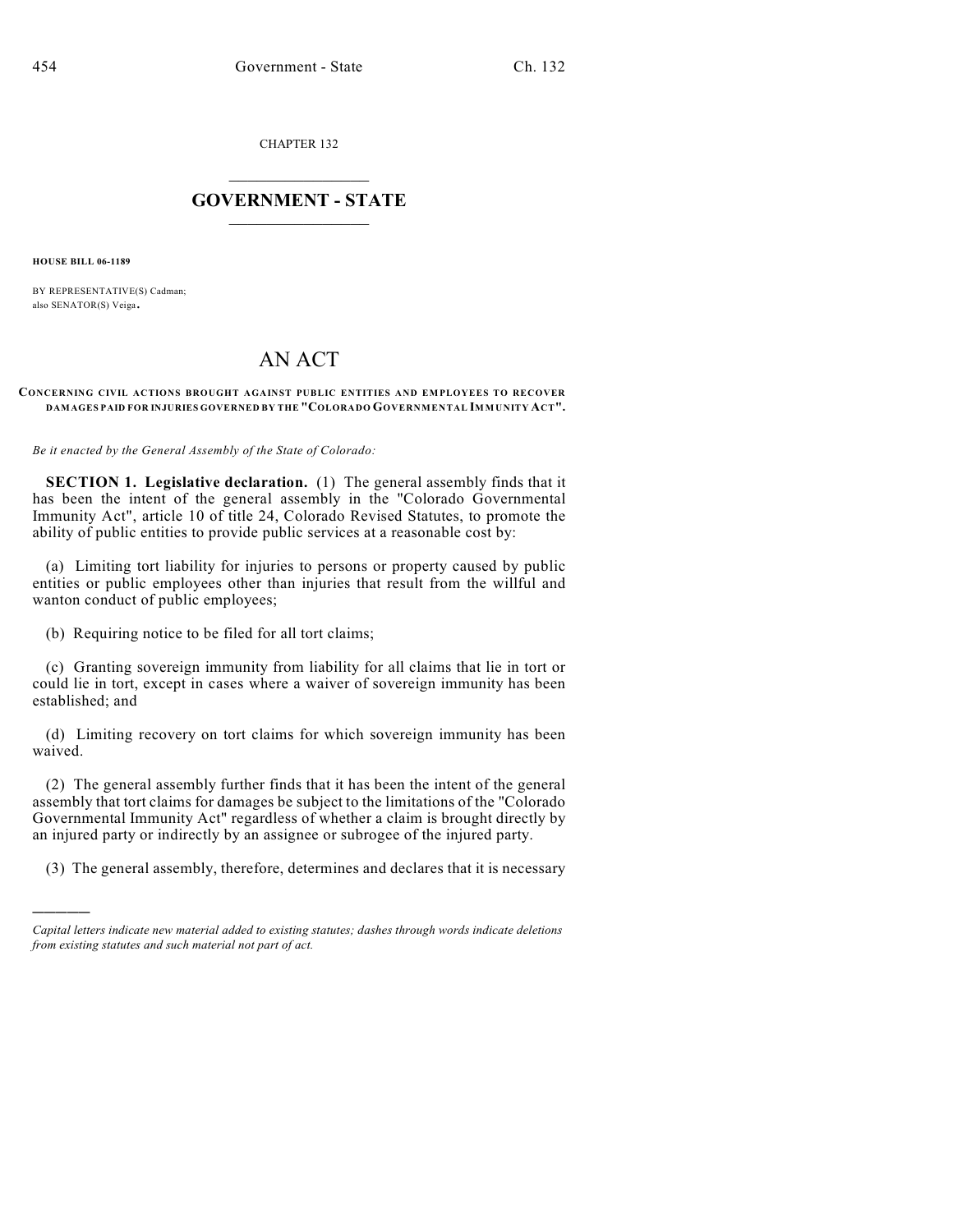CHAPTER 132

# GOVERNMENT - STATE

**HOUSE BILL 06-1189**

BY REPRESENTATIVE(S) Cadman;
also SENATOR(S) Veiga.

# AN ACT

**CONCERNING CIVIL ACTIONS BROUGHT AGAINST PUBLIC ENTITIES AND EMPLOYEES TO RECOVER DAMAGES PAID FOR INJURIES GOVERNED BY THE "COLORADO GOVERNMENTAL IMMUNITY ACT".**

*Be it enacted by the General Assembly of the State of Colorado:*

**SECTION 1. Legislative declaration.** (1) The general assembly finds that it has been the intent of the general assembly in the "Colorado Governmental Immunity Act", article 10 of title 24, Colorado Revised Statutes, to promote the ability of public entities to provide public services at a reasonable cost by:

(a) Limiting tort liability for injuries to persons or property caused by public entities or public employees other than injuries that result from the willful and wanton conduct of public employees;

(b) Requiring notice to be filed for all tort claims;

(c) Granting sovereign immunity from liability for all claims that lie in tort or could lie in tort, except in cases where a waiver of sovereign immunity has been established; and

(d) Limiting recovery on tort claims for which sovereign immunity has been waived.

(2) The general assembly further finds that it has been the intent of the general assembly that tort claims for damages be subject to the limitations of the "Colorado Governmental Immunity Act" regardless of whether a claim is brought directly by an injured party or indirectly by an assignee or subrogee of the injured party.

(3) The general assembly, therefore, determines and declares that it is necessary

---

*Capital letters indicate new material added to existing statutes; dashes through words indicate deletions from existing statutes and such material not part of act.*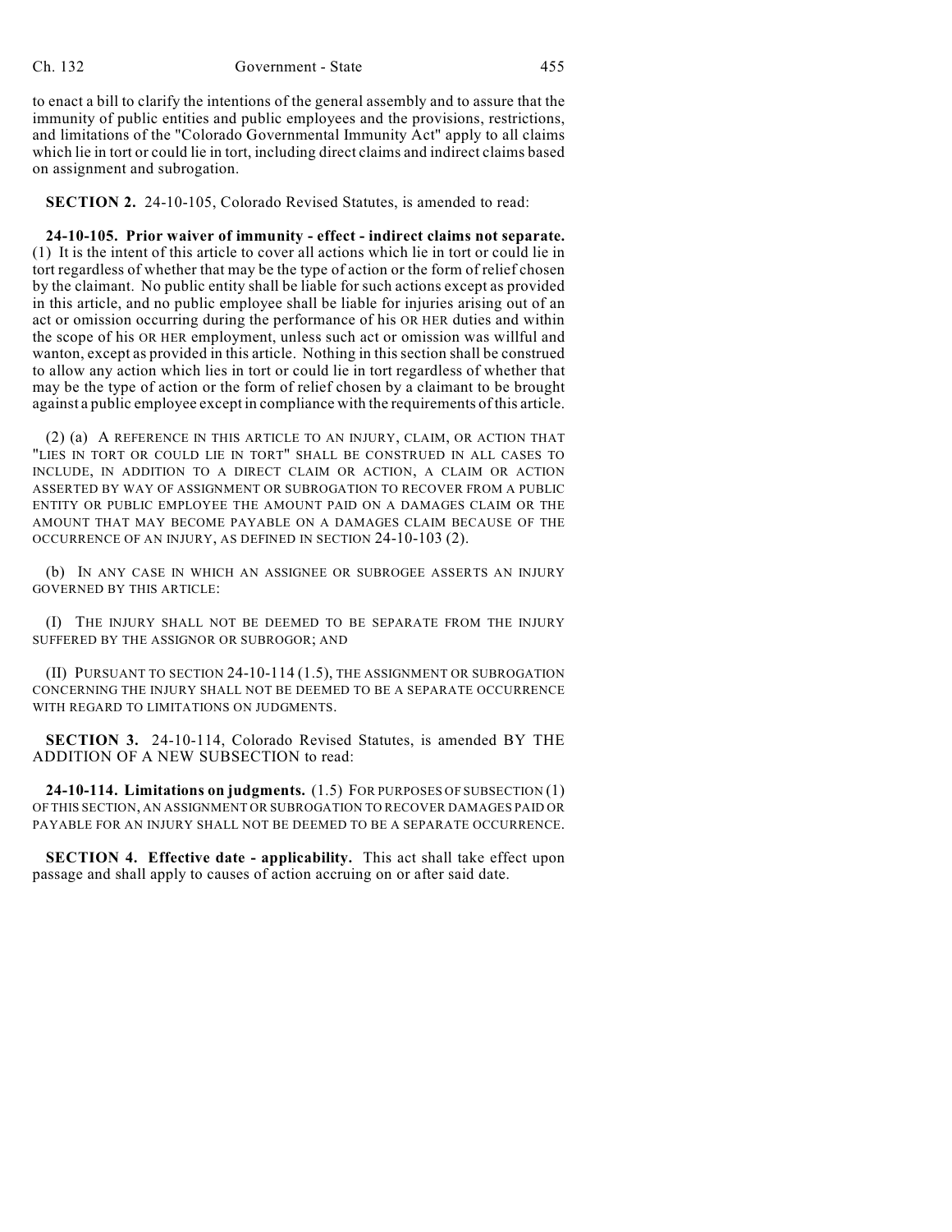to enact a bill to clarify the intentions of the general assembly and to assure that the immunity of public entities and public employees and the provisions, restrictions, and limitations of the "Colorado Governmental Immunity Act" apply to all claims which lie in tort or could lie in tort, including direct claims and indirect claims based on assignment and subrogation.

**SECTION 2.** 24-10-105, Colorado Revised Statutes, is amended to read:

**24-10-105. Prior waiver of immunity - effect - indirect claims not separate.** (1) It is the intent of this article to cover all actions which lie in tort or could lie in tort regardless of whether that may be the type of action or the form of relief chosen by the claimant. No public entity shall be liable for such actions except as provided in this article, and no public employee shall be liable for injuries arising out of an act or omission occurring during the performance of his OR HER duties and within the scope of his OR HER employment, unless such act or omission was willful and wanton, except as provided in this article. Nothing in this section shall be construed to allow any action which lies in tort or could lie in tort regardless of whether that may be the type of action or the form of relief chosen by a claimant to be brought against a public employee except in compliance with the requirements of this article.

(2) (a) A REFERENCE IN THIS ARTICLE TO AN INJURY, CLAIM, OR ACTION THAT "LIES IN TORT OR COULD LIE IN TORT" SHALL BE CONSTRUED IN ALL CASES TO INCLUDE, IN ADDITION TO A DIRECT CLAIM OR ACTION, A CLAIM OR ACTION ASSERTED BY WAY OF ASSIGNMENT OR SUBROGATION TO RECOVER FROM A PUBLIC ENTITY OR PUBLIC EMPLOYEE THE AMOUNT PAID ON A DAMAGES CLAIM OR THE AMOUNT THAT MAY BECOME PAYABLE ON A DAMAGES CLAIM BECAUSE OF THE OCCURRENCE OF AN INJURY, AS DEFINED IN SECTION 24-10-103 (2).

(b) IN ANY CASE IN WHICH AN ASSIGNEE OR SUBROGEE ASSERTS AN INJURY GOVERNED BY THIS ARTICLE:

(I) THE INJURY SHALL NOT BE DEEMED TO BE SEPARATE FROM THE INJURY SUFFERED BY THE ASSIGNOR OR SUBROGOR; AND

(II) PURSUANT TO SECTION 24-10-114 (1.5), THE ASSIGNMENT OR SUBROGATION CONCERNING THE INJURY SHALL NOT BE DEEMED TO BE A SEPARATE OCCURRENCE WITH REGARD TO LIMITATIONS ON JUDGMENTS.

**SECTION 3.** 24-10-114, Colorado Revised Statutes, is amended BY THE ADDITION OF A NEW SUBSECTION to read:

**24-10-114. Limitations on judgments.** (1.5) FOR PURPOSES OF SUBSECTION (1) OF THIS SECTION, AN ASSIGNMENT OR SUBROGATION TO RECOVER DAMAGES PAID OR PAYABLE FOR AN INJURY SHALL NOT BE DEEMED TO BE A SEPARATE OCCURRENCE.

**SECTION 4. Effective date - applicability.** This act shall take effect upon passage and shall apply to causes of action accruing on or after said date.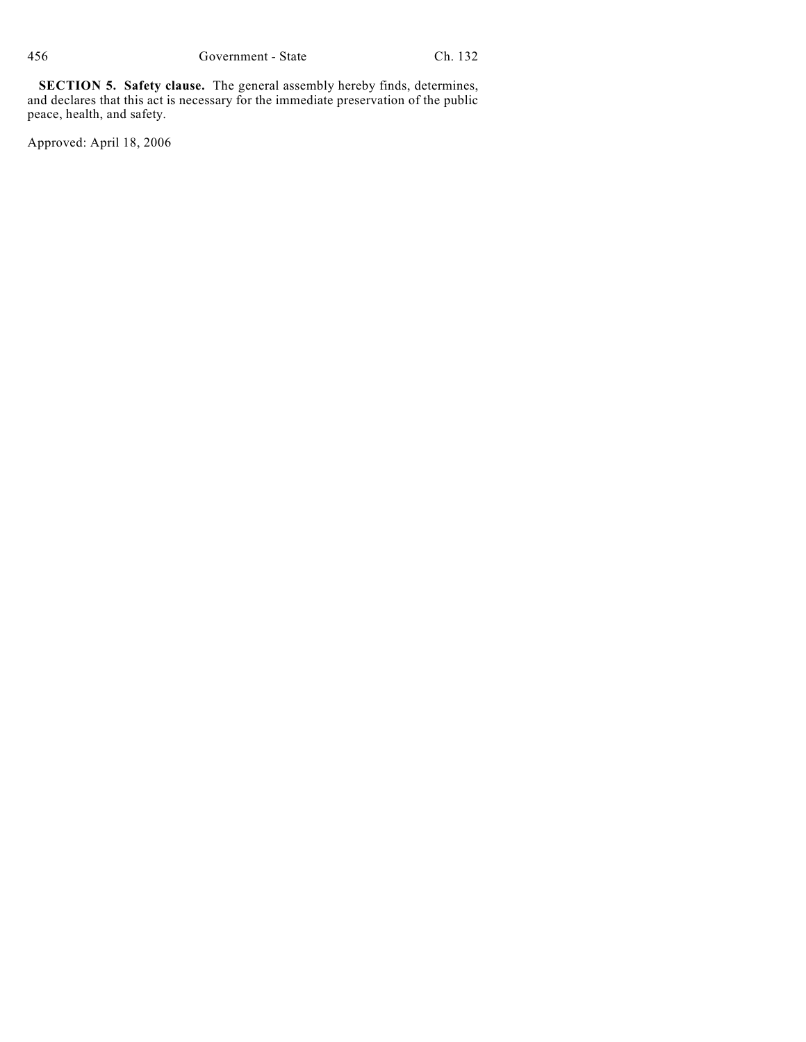**SECTION 5. Safety clause.** The general assembly hereby finds, determines, and declares that this act is necessary for the immediate preservation of the public peace, health, and safety.

Approved: April 18, 2006